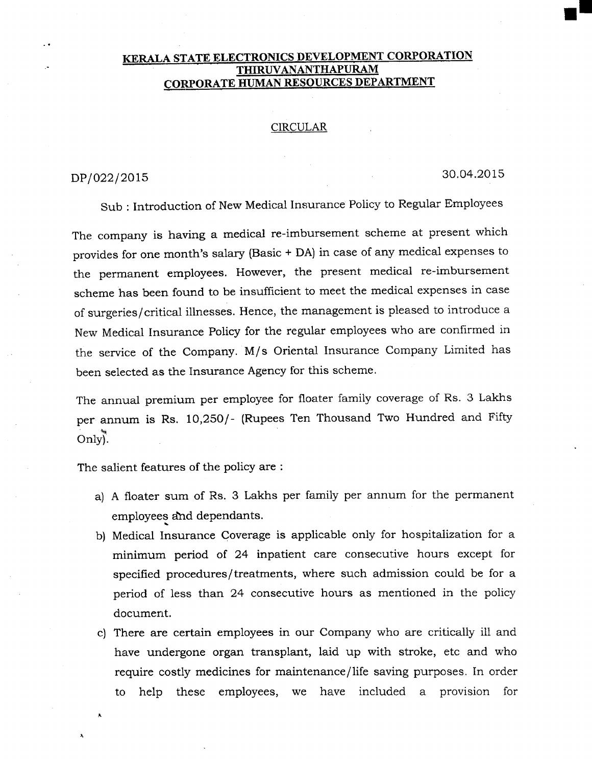# KERALA STATE ELECTRONICS DEVELOPMENT CORPORATION
## THIRUVANANTHAPURAM
## CORPORATE HUMAN RESOURCES DEPARTMENT

### CIRCULAR

DP/022/2015 30.04.2015

Sub : Introduction of New Medical Insurance Policy to Regular Employees

The company is having a medical re-imbursement scheme at present which provides for one month's salary (Basic + DA) in case of any medical expenses to the permanent employees. However, the present medical re-imbursement scheme has been found to be insufficient to meet the medical expenses in case of surgeries/critical illnesses. Hence, the management is pleased to introduce a New Medical Insurance Policy for the regular employees who are confirmed in the service of the Company. M/s Oriental Insurance Company Limited has been selected as the Insurance Agency for this scheme.

The annual premium per employee for floater family coverage of Rs. 3 Lakhs per annum is Rs. 10,250/- (Rupees Ten Thousand Two Hundred and Fifty Only).

The salient features of the policy are :

a) A floater sum of Rs. 3 Lakhs per family per annum for the permanent employees and dependants.

b) Medical Insurance Coverage is applicable only for hospitalization for a minimum period of 24 inpatient care consecutive hours except for specified procedures/treatments, where such admission could be for a period of less than 24 consecutive hours as mentioned in the policy document.

c) There are certain employees in our Company who are critically ill and have undergone organ transplant, laid up with stroke, etc and who require costly medicines for maintenance/life saving purposes. In order to help these employees, we have included a provision for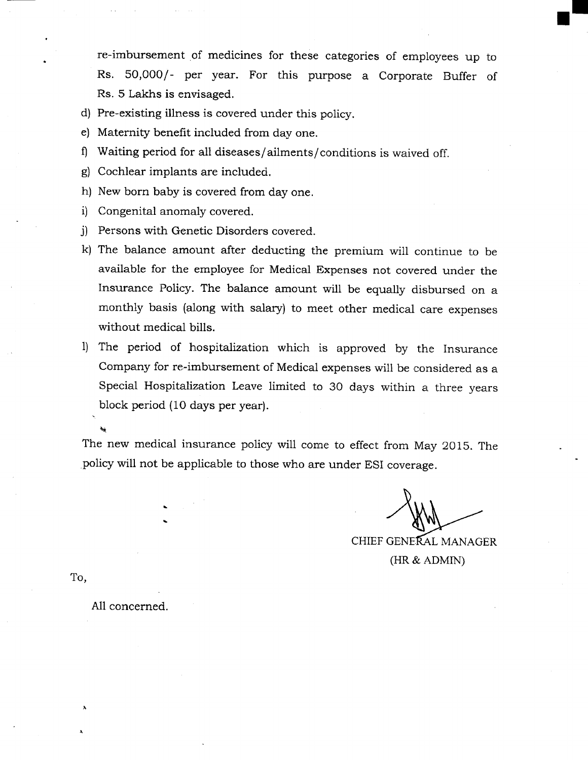re-imbursement of medicines for these categories of employees up to Rs. 50,000/- per year. For this purpose a Corporate Buffer of Rs. 5 Lakhs is envisaged.

d) Pre-existing illness is covered under this policy.

e) Maternity benefit included from day one.

f) Waiting period for all diseases/ailments/conditions is waived off.

g) Cochlear implants are included.

h) New born baby is covered from day one.

i) Congenital anomaly covered.

j) Persons with Genetic Disorders covered.

k) The balance amount after deducting the premium will continue to be available for the employee for Medical Expenses not covered under the Insurance Policy. The balance amount will be equally disbursed on a monthly basis (along with salary) to meet other medical care expenses without medical bills.

l) The period of hospitalization which is approved by the Insurance Company for re-imbursement of Medical expenses will be considered as a Special Hospitalization Leave limited to 30 days within a three years block period (10 days per year).

The new medical insurance policy will come to effect from May 2015. The policy will not be applicable to those who are under ESI coverage.

CHIEF GENERAL MANAGER
(HR & ADMIN)

To,

All concerned.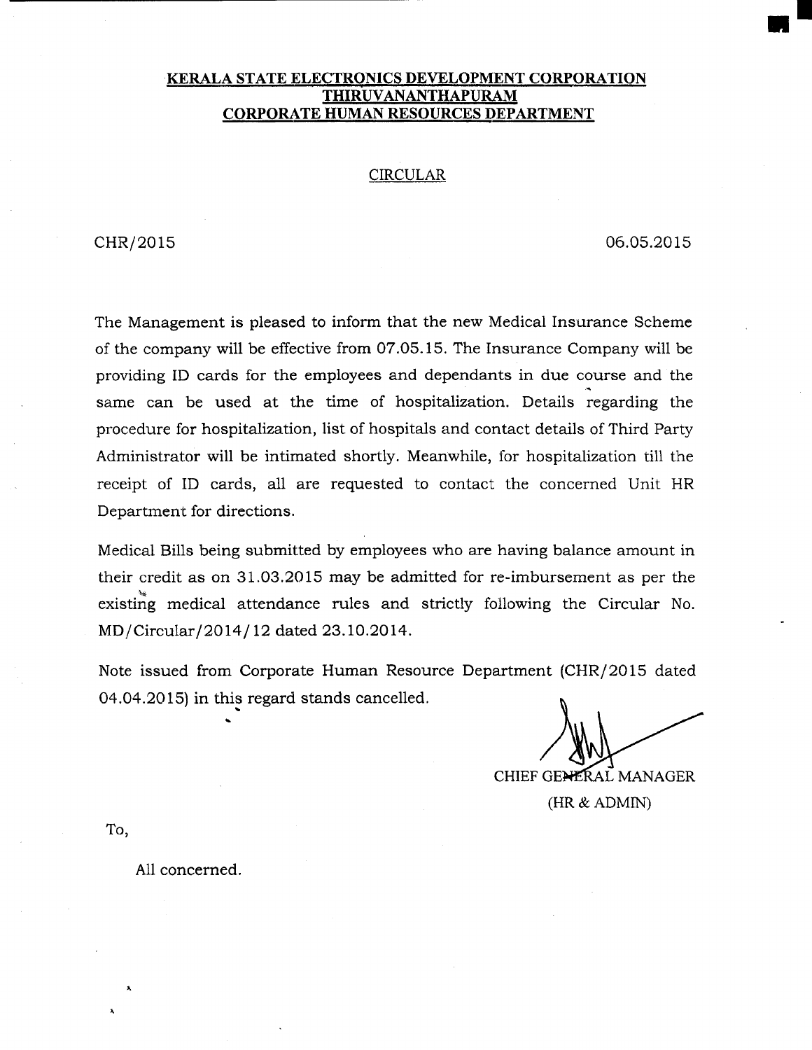# KERALA STATE ELECTRONICS DEVELOPMENT CORPORATION
## THIRUVANANTHAPURAM
## CORPORATE HUMAN RESOURCES DEPARTMENT

### CIRCULAR

CHR/2015 06.05.2015

The Management is pleased to inform that the new Medical Insurance Scheme of the company will be effective from 07.05.15. The Insurance Company will be providing ID cards for the employees and dependants in due course and the same can be used at the time of hospitalization. Details regarding the procedure for hospitalization, list of hospitals and contact details of Third Party Administrator will be intimated shortly. Meanwhile, for hospitalization till the receipt of ID cards, all are requested to contact the concerned Unit HR Department for directions.

Medical Bills being submitted by employees who are having balance amount in their credit as on 31.03.2015 may be admitted for re-imbursement as per the existing medical attendance rules and strictly following the Circular No. MD/Circular/2014/12 dated 23.10.2014.

Note issued from Corporate Human Resource Department (CHR/2015 dated 04.04.2015) in this regard stands cancelled.

CHIEF GENERAL MANAGER
(HR & ADMIN)

To,

All concerned.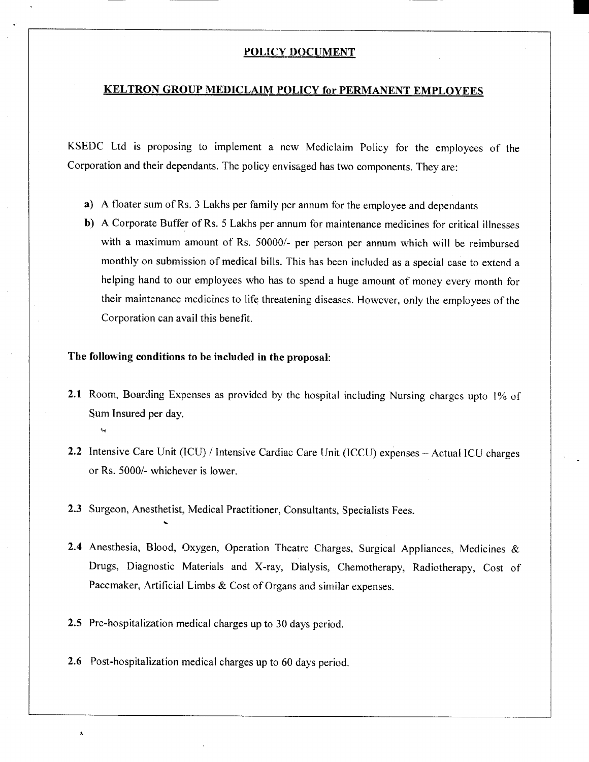## POLICY DOCUMENT

## KELTRON GROUP MEDICLAIM POLICY for PERMANENT EMPLOYEES

KSEDC Ltd is proposing to implement a new Mediclaim Policy for the employees of the Corporation and their dependants. The policy envisaged has two components. They are:

**a)** A floater sum of Rs. 3 Lakhs per family per annum for the employee and dependants

**b)** A Corporate Buffer of Rs. 5 Lakhs per annum for maintenance medicines for critical illnesses with a maximum amount of Rs. 50000/- per person per annum which will be reimbursed monthly on submission of medical bills. This has been included as a special case to extend a helping hand to our employees who has to spend a huge amount of money every month for their maintenance medicines to life threatening diseases. However, only the employees of the Corporation can avail this benefit.

**The following conditions to be included in the proposal:**

**2.1** Room, Boarding Expenses as provided by the hospital including Nursing charges upto 1% of Sum Insured per day.

**2.2** Intensive Care Unit (ICU) / Intensive Cardiac Care Unit (ICCU) expenses – Actual ICU charges or Rs. 5000/- whichever is lower.

**2.3** Surgeon, Anesthetist, Medical Practitioner, Consultants, Specialists Fees.

**2.4** Anesthesia, Blood, Oxygen, Operation Theatre Charges, Surgical Appliances, Medicines & Drugs, Diagnostic Materials and X-ray, Dialysis, Chemotherapy, Radiotherapy, Cost of Pacemaker, Artificial Limbs & Cost of Organs and similar expenses.

**2.5** Pre-hospitalization medical charges up to 30 days period.

**2.6** Post-hospitalization medical charges up to 60 days period.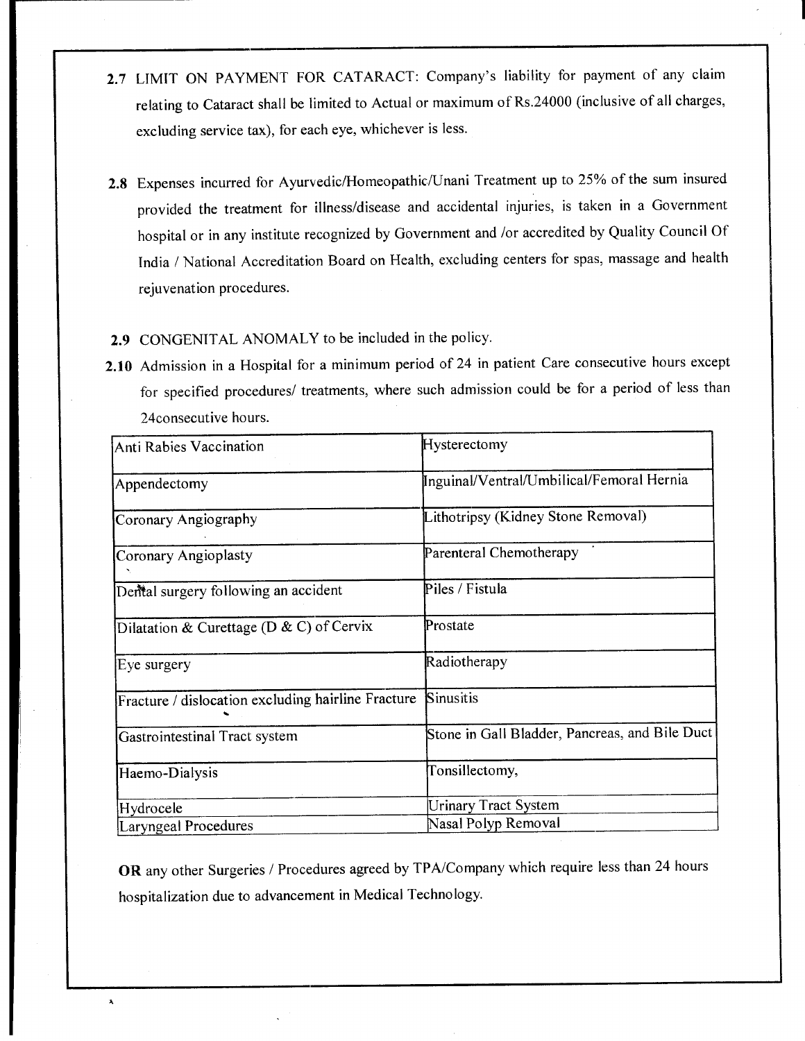**2.7** LIMIT ON PAYMENT FOR CATARACT: Company's liability for payment of any claim relating to Cataract shall be limited to Actual or maximum of Rs.24000 (inclusive of all charges, excluding service tax), for each eye, whichever is less.

**2.8** Expenses incurred for Ayurvedic/Homeopathic/Unani Treatment up to 25% of the sum insured provided the treatment for illness/disease and accidental injuries, is taken in a Government hospital or in any institute recognized by Government and /or accredited by Quality Council Of India / National Accreditation Board on Health, excluding centers for spas, massage and health rejuvenation procedures.

**2.9** CONGENITAL ANOMALY to be included in the policy.

**2.10** Admission in a Hospital for a minimum period of 24 in patient Care consecutive hours except for specified procedures/ treatments, where such admission could be for a period of less than 24consecutive hours.

| Anti Rabies Vaccination | Hysterectomy |
|---|---|
| Appendectomy | Inguinal/Ventral/Umbilical/Femoral Hernia |
| Coronary Angiography | Lithotripsy (Kidney Stone Removal) |
| Coronary Angioplasty | Parenteral Chemotherapy |
| Dental surgery following an accident | Piles / Fistula |
| Dilatation & Curettage (D & C) of Cervix | Prostate |
| Eye surgery | Radiotherapy |
| Fracture / dislocation excluding hairline Fracture | Sinusitis |
| Gastrointestinal Tract system | Stone in Gall Bladder, Pancreas, and Bile Duct |
| Haemo-Dialysis | Tonsillectomy, |
| Hydrocele | Urinary Tract System |
| Laryngeal Procedures | Nasal Polyp Removal |

**OR** any other Surgeries / Procedures agreed by TPA/Company which require less than 24 hours hospitalization due to advancement in Medical Technology.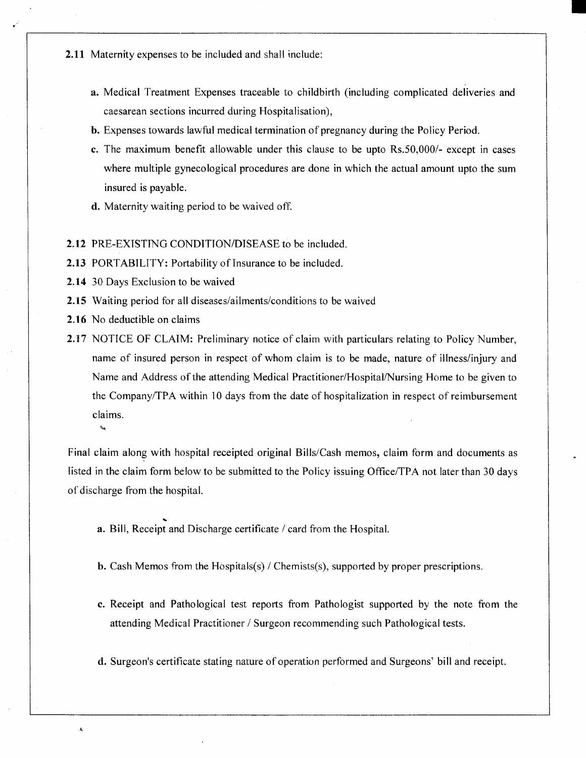**2.11** Maternity expenses to be included and shall include:

- **a.** Medical Treatment Expenses traceable to childbirth (including complicated deliveries and caesarean sections incurred during Hospitalisation),
- **b.** Expenses towards lawful medical termination of pregnancy during the Policy Period.
- **c.** The maximum benefit allowable under this clause to be upto Rs.50,000/- except in cases where multiple gynecological procedures are done in which the actual amount upto the sum insured is payable.
- **d.** Maternity waiting period to be waived off.

**2.12** PRE-EXISTING CONDITION/DISEASE to be included.

**2.13** PORTABILITY: Portability of Insurance to be included.

**2.14** 30 Days Exclusion to be waived

**2.15** Waiting period for all diseases/ailments/conditions to be waived

**2.16** No deductible on claims

**2.17** NOTICE OF CLAIM: Preliminary notice of claim with particulars relating to Policy Number, name of insured person in respect of whom claim is to be made, nature of illness/injury and Name and Address of the attending Medical Practitioner/Hospital/Nursing Home to be given to the Company/TPA within 10 days from the date of hospitalization in respect of reimbursement claims.

Final claim along with hospital receipted original Bills/Cash memos, claim form and documents as listed in the claim form below to be submitted to the Policy issuing Office/TPA not later than 30 days of discharge from the hospital.

- **a.** Bill, Receipt and Discharge certificate / card from the Hospital.
- **b.** Cash Memos from the Hospitals(s) / Chemists(s), supported by proper prescriptions.
- **c.** Receipt and Pathological test reports from Pathologist supported by the note from the attending Medical Practitioner / Surgeon recommending such Pathological tests.
- **d.** Surgeon's certificate stating nature of operation performed and Surgeons' bill and receipt.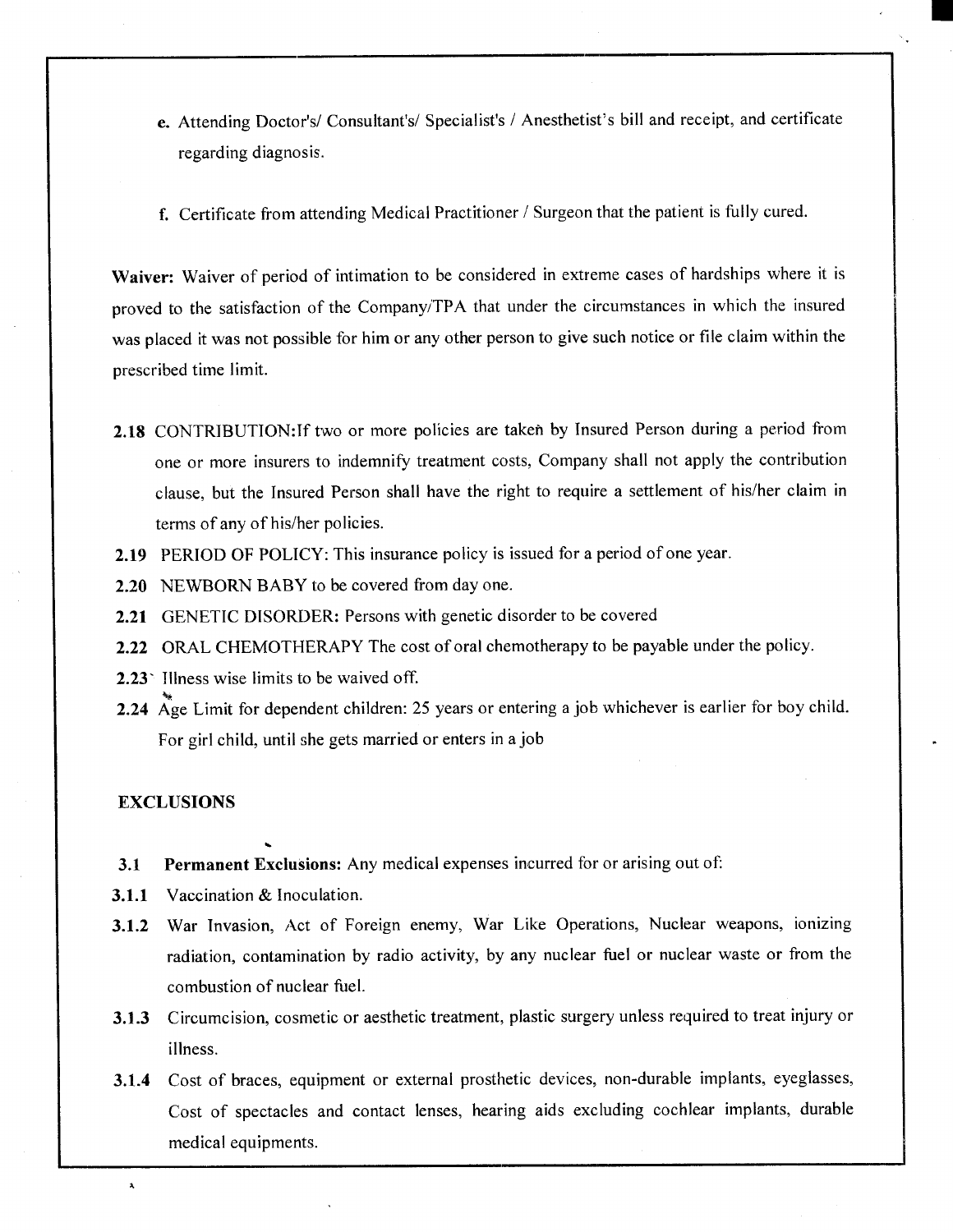e. Attending Doctor's/ Consultant's/ Specialist's / Anesthetist's bill and receipt, and certificate regarding diagnosis.

f. Certificate from attending Medical Practitioner / Surgeon that the patient is fully cured.

**Waiver:** Waiver of period of intimation to be considered in extreme cases of hardships where it is proved to the satisfaction of the Company/TPA that under the circumstances in which the insured was placed it was not possible for him or any other person to give such notice or file claim within the prescribed time limit.

**2.18** CONTRIBUTION:If two or more policies are taken by Insured Person during a period from one or more insurers to indemnify treatment costs, Company shall not apply the contribution clause, but the Insured Person shall have the right to require a settlement of his/her claim in terms of any of his/her policies.

**2.19** PERIOD OF POLICY: This insurance policy is issued for a period of one year.

**2.20** NEWBORN BABY to be covered from day one.

**2.21** GENETIC DISORDER: Persons with genetic disorder to be covered

**2.22** ORAL CHEMOTHERAPY The cost of oral chemotherapy to be payable under the policy.

**2.23`** Illness wise limits to be waived off.

**2.24** Age Limit for dependent children: 25 years or entering a job whichever is earlier for boy child. For girl child, until she gets married or enters in a job

**EXCLUSIONS**

**3.1** **Permanent Exclusions:** Any medical expenses incurred for or arising out of:

**3.1.1** Vaccination & Inoculation.

**3.1.2** War Invasion, Act of Foreign enemy, War Like Operations, Nuclear weapons, ionizing radiation, contamination by radio activity, by any nuclear fuel or nuclear waste or from the combustion of nuclear fuel.

**3.1.3** Circumcision, cosmetic or aesthetic treatment, plastic surgery unless required to treat injury or illness.

**3.1.4** Cost of braces, equipment or external prosthetic devices, non-durable implants, eyeglasses, Cost of spectacles and contact lenses, hearing aids excluding cochlear implants, durable medical equipments.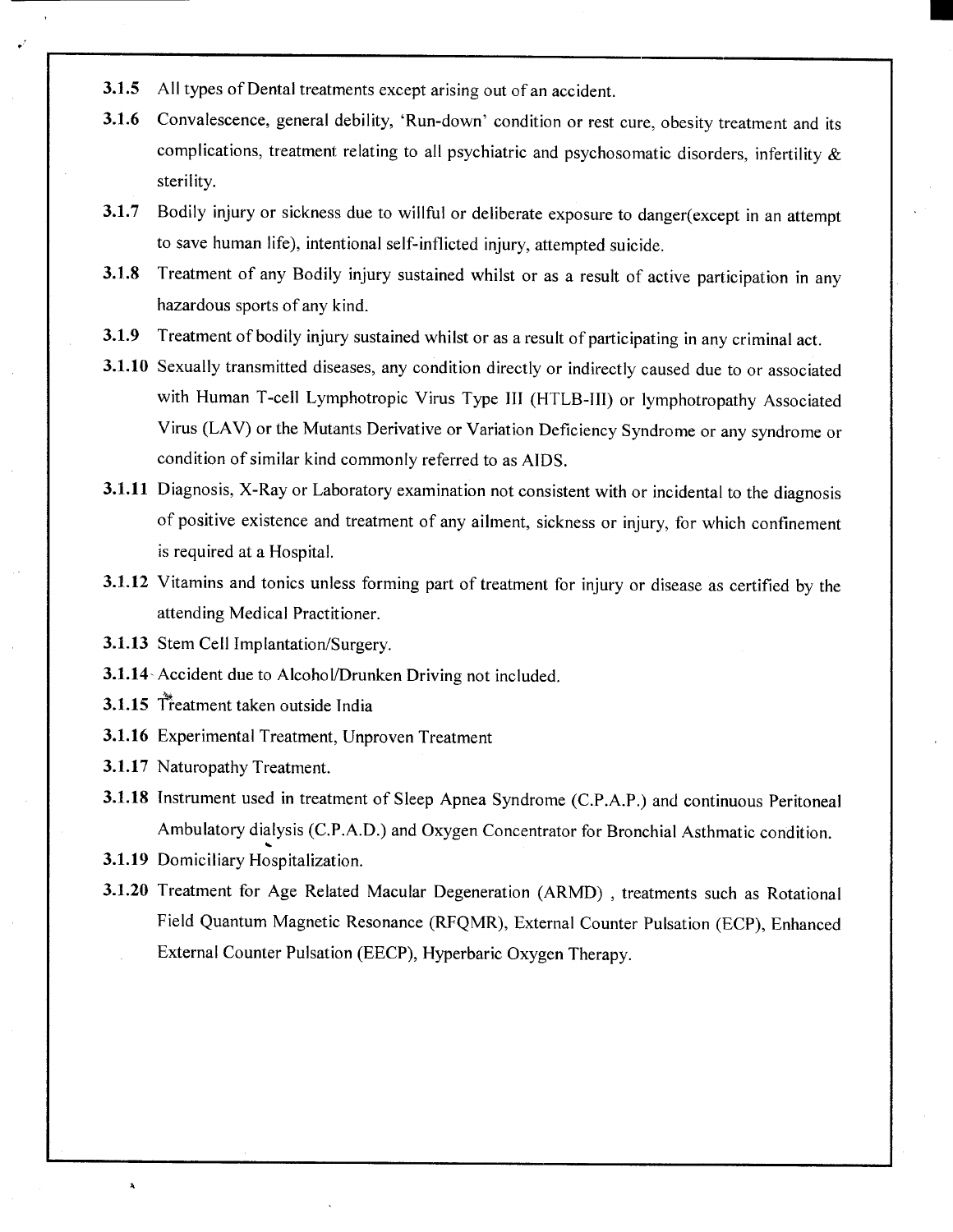**3.1.5** All types of Dental treatments except arising out of an accident.

**3.1.6** Convalescence, general debility, 'Run-down' condition or rest cure, obesity treatment and its complications, treatment relating to all psychiatric and psychosomatic disorders, infertility & sterility.

**3.1.7** Bodily injury or sickness due to willful or deliberate exposure to danger(except in an attempt to save human life), intentional self-inflicted injury, attempted suicide.

**3.1.8** Treatment of any Bodily injury sustained whilst or as a result of active participation in any hazardous sports of any kind.

**3.1.9** Treatment of bodily injury sustained whilst or as a result of participating in any criminal act.

**3.1.10** Sexually transmitted diseases, any condition directly or indirectly caused due to or associated with Human T-cell Lymphotropic Virus Type III (HTLB-III) or lymphotropathy Associated Virus (LAV) or the Mutants Derivative or Variation Deficiency Syndrome or any syndrome or condition of similar kind commonly referred to as AIDS.

**3.1.11** Diagnosis, X-Ray or Laboratory examination not consistent with or incidental to the diagnosis of positive existence and treatment of any ailment, sickness or injury, for which confinement is required at a Hospital.

**3.1.12** Vitamins and tonics unless forming part of treatment for injury or disease as certified by the attending Medical Practitioner.

**3.1.13** Stem Cell Implantation/Surgery.

**3.1.14** Accident due to Alcohol/Drunken Driving not included.

**3.1.15** Treatment taken outside India

**3.1.16** Experimental Treatment, Unproven Treatment

**3.1.17** Naturopathy Treatment.

**3.1.18** Instrument used in treatment of Sleep Apnea Syndrome (C.P.A.P.) and continuous Peritoneal Ambulatory dialysis (C.P.A.D.) and Oxygen Concentrator for Bronchial Asthmatic condition.

**3.1.19** Domiciliary Hospitalization.

**3.1.20** Treatment for Age Related Macular Degeneration (ARMD) , treatments such as Rotational Field Quantum Magnetic Resonance (RFQMR), External Counter Pulsation (ECP), Enhanced External Counter Pulsation (EECP), Hyperbaric Oxygen Therapy.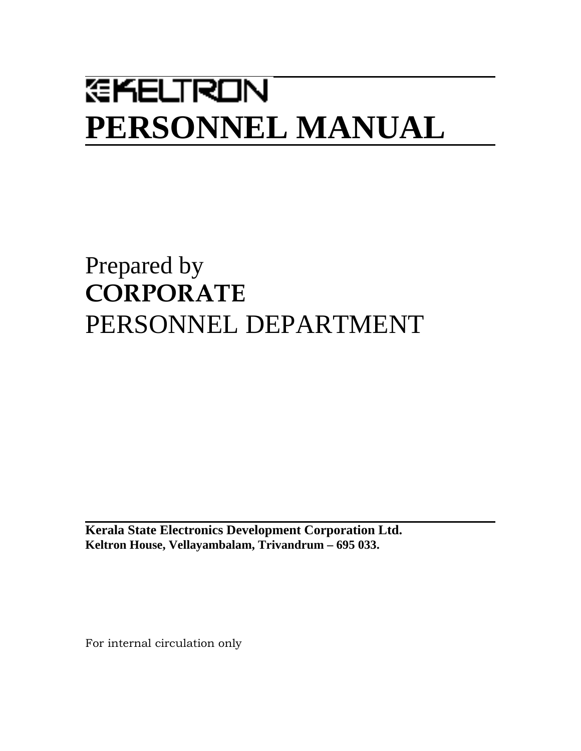# KELTRON

# PERSONNEL MANUAL

Prepared by
**CORPORATE**
PERSONNEL DEPARTMENT

**Kerala State Electronics Development Corporation Ltd.**
**Keltron House, Vellayambalam, Trivandrum – 695 033.**

For internal circulation only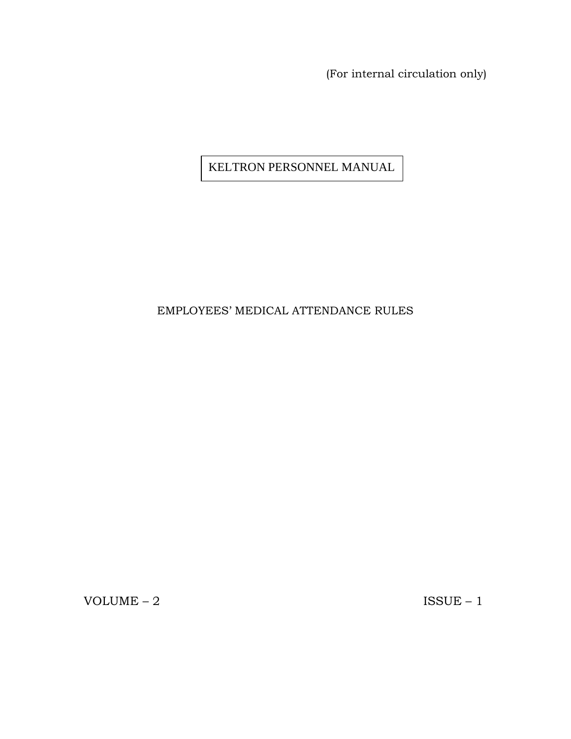(For internal circulation only)

# KELTRON PERSONNEL MANUAL

## EMPLOYEES' MEDICAL ATTENDANCE RULES

VOLUME – 2 ISSUE – 1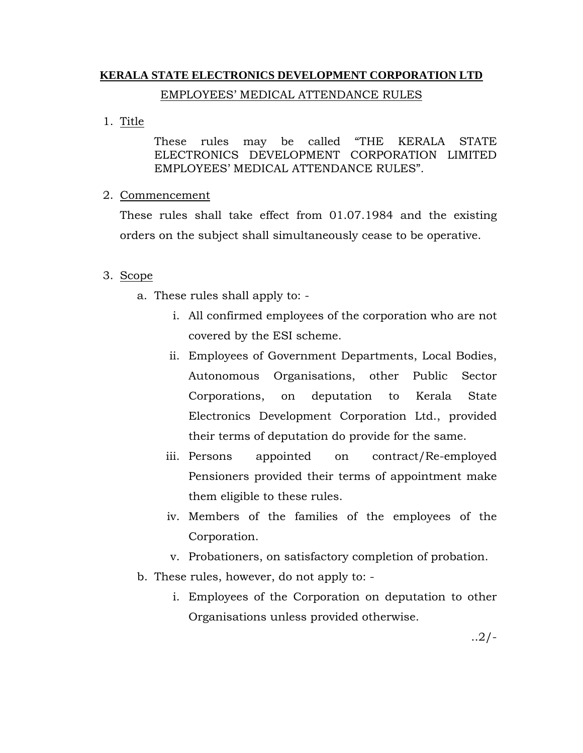**KERALA STATE ELECTRONICS DEVELOPMENT CORPORATION LTD**

EMPLOYEES' MEDICAL ATTENDANCE RULES

1. Title

   These rules may be called "THE KERALA STATE ELECTRONICS DEVELOPMENT CORPORATION LIMITED EMPLOYEES' MEDICAL ATTENDANCE RULES".

2. Commencement

   These rules shall take effect from 01.07.1984 and the existing orders on the subject shall simultaneously cease to be operative.

3. Scope

   a. These rules shall apply to: -

      i. All confirmed employees of the corporation who are not covered by the ESI scheme.

      ii. Employees of Government Departments, Local Bodies, Autonomous Organisations, other Public Sector Corporations, on deputation to Kerala State Electronics Development Corporation Ltd., provided their terms of deputation do provide for the same.

      iii. Persons appointed on contract/Re-employed Pensioners provided their terms of appointment make them eligible to these rules.

      iv. Members of the families of the employees of the Corporation.

      v. Probationers, on satisfactory completion of probation.

   b. These rules, however, do not apply to: -

      i. Employees of the Corporation on deputation to other Organisations unless provided otherwise.

..2/-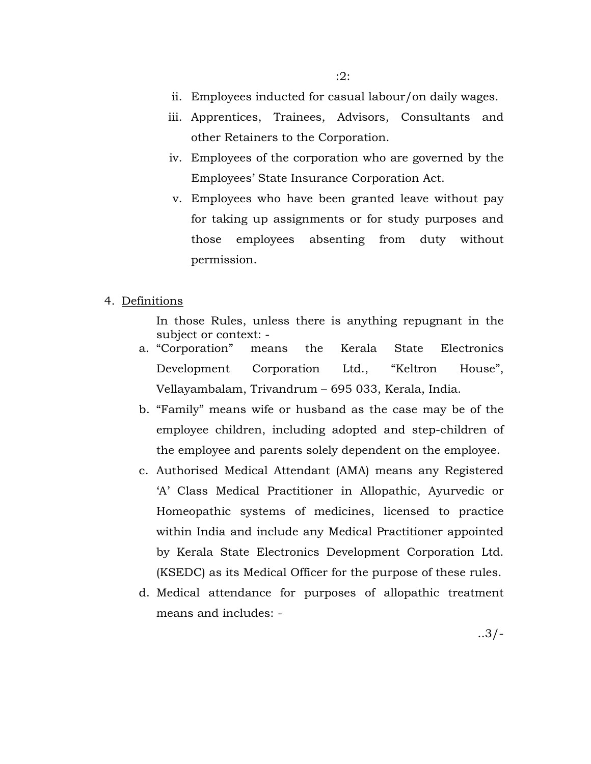ii. Employees inducted for casual labour/on daily wages.

iii. Apprentices, Trainees, Advisors, Consultants and other Retainers to the Corporation.

iv. Employees of the corporation who are governed by the Employees' State Insurance Corporation Act.

v. Employees who have been granted leave without pay for taking up assignments or for study purposes and those employees absenting from duty without permission.

4. <u>Definitions</u>

In those Rules, unless there is anything repugnant in the subject or context: -

a. "Corporation" means the Kerala State Electronics Development Corporation Ltd., "Keltron House", Vellayambalam, Trivandrum – 695 033, Kerala, India.

b. "Family" means wife or husband as the case may be of the employee children, including adopted and step-children of the employee and parents solely dependent on the employee.

c. Authorised Medical Attendant (AMA) means any Registered 'A' Class Medical Practitioner in Allopathic, Ayurvedic or Homeopathic systems of medicines, licensed to practice within India and include any Medical Practitioner appointed by Kerala State Electronics Development Corporation Ltd. (KSEDC) as its Medical Officer for the purpose of these rules.

d. Medical attendance for purposes of allopathic treatment means and includes: -

..3/-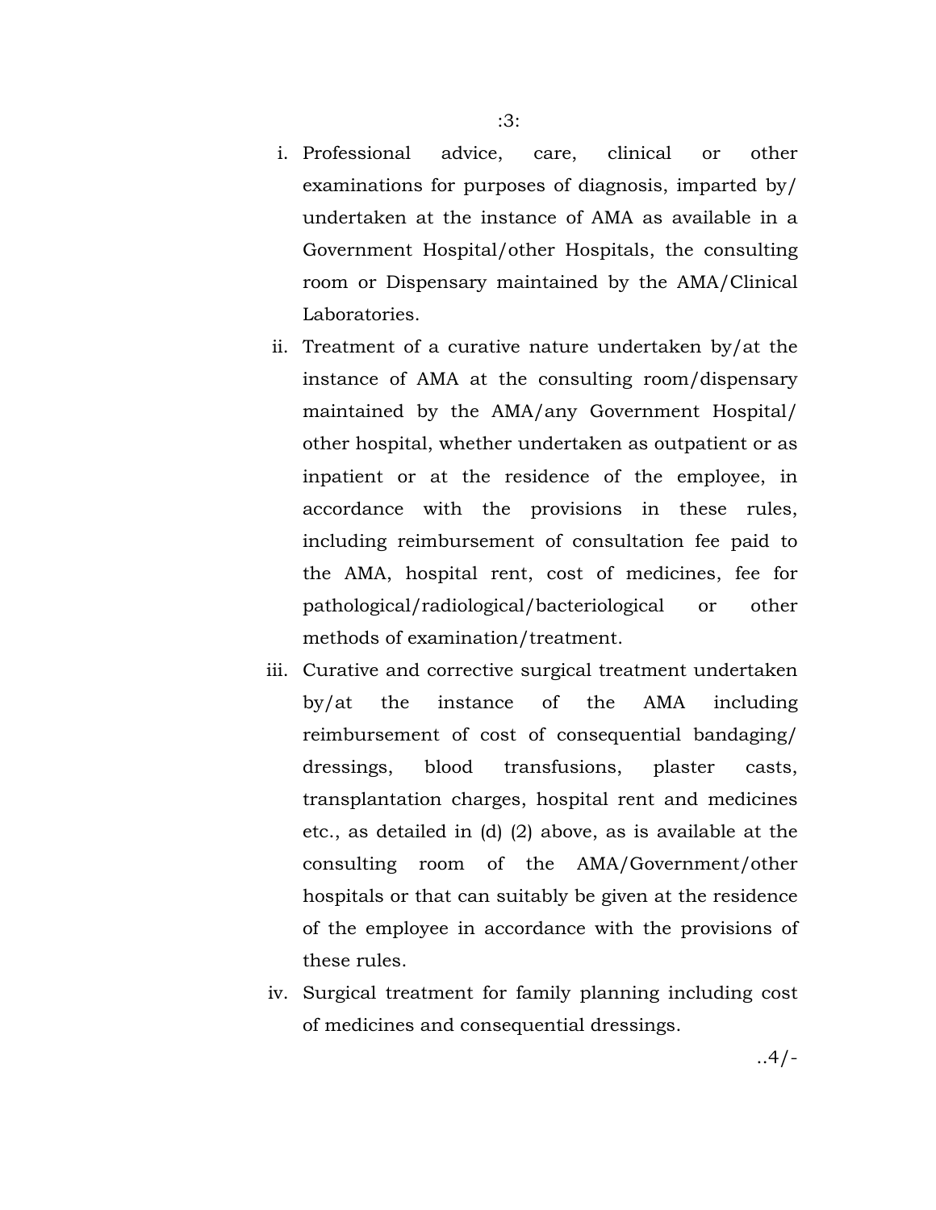i. Professional advice, care, clinical or other examinations for purposes of diagnosis, imparted by/ undertaken at the instance of AMA as available in a Government Hospital/other Hospitals, the consulting room or Dispensary maintained by the AMA/Clinical Laboratories.

ii. Treatment of a curative nature undertaken by/at the instance of AMA at the consulting room/dispensary maintained by the AMA/any Government Hospital/ other hospital, whether undertaken as outpatient or as inpatient or at the residence of the employee, in accordance with the provisions in these rules, including reimbursement of consultation fee paid to the AMA, hospital rent, cost of medicines, fee for pathological/radiological/bacteriological or other methods of examination/treatment.

iii. Curative and corrective surgical treatment undertaken by/at the instance of the AMA including reimbursement of cost of consequential bandaging/ dressings, blood transfusions, plaster casts, transplantation charges, hospital rent and medicines etc., as detailed in (d) (2) above, as is available at the consulting room of the AMA/Government/other hospitals or that can suitably be given at the residence of the employee in accordance with the provisions of these rules.

iv. Surgical treatment for family planning including cost of medicines and consequential dressings.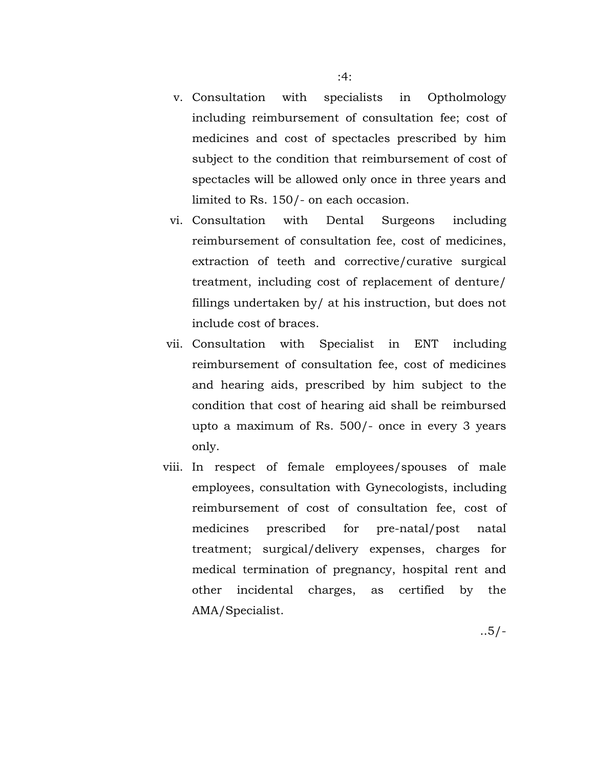v. Consultation with specialists in Optholmology including reimbursement of consultation fee; cost of medicines and cost of spectacles prescribed by him subject to the condition that reimbursement of cost of spectacles will be allowed only once in three years and limited to Rs. 150/- on each occasion.

vi. Consultation with Dental Surgeons including reimbursement of consultation fee, cost of medicines, extraction of teeth and corrective/curative surgical treatment, including cost of replacement of denture/ fillings undertaken by/ at his instruction, but does not include cost of braces.

vii. Consultation with Specialist in ENT including reimbursement of consultation fee, cost of medicines and hearing aids, prescribed by him subject to the condition that cost of hearing aid shall be reimbursed upto a maximum of Rs. 500/- once in every 3 years only.

viii. In respect of female employees/spouses of male employees, consultation with Gynecologists, including reimbursement of cost of consultation fee, cost of medicines prescribed for pre-natal/post natal treatment; surgical/delivery expenses, charges for medical termination of pregnancy, hospital rent and other incidental charges, as certified by the AMA/Specialist.

..5/-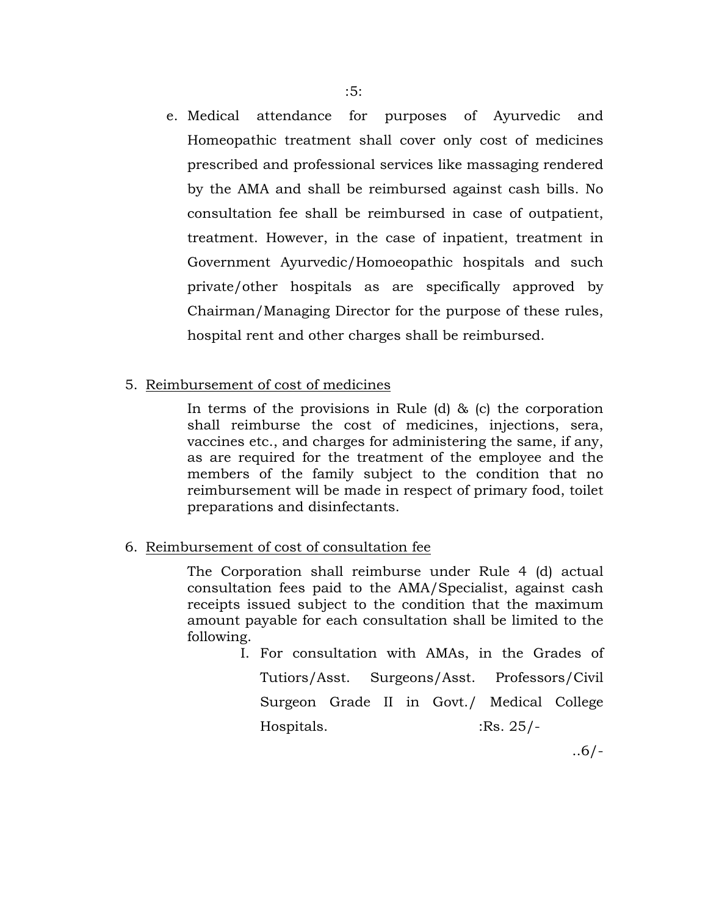e. Medical attendance for purposes of Ayurvedic and Homeopathic treatment shall cover only cost of medicines prescribed and professional services like massaging rendered by the AMA and shall be reimbursed against cash bills. No consultation fee shall be reimbursed in case of outpatient, treatment. However, in the case of inpatient, treatment in Government Ayurvedic/Homoeopathic hospitals and such private/other hospitals as are specifically approved by Chairman/Managing Director for the purpose of these rules, hospital rent and other charges shall be reimbursed.

5. <u>Reimbursement of cost of medicines</u>

In terms of the provisions in Rule (d) & (c) the corporation shall reimburse the cost of medicines, injections, sera, vaccines etc., and charges for administering the same, if any, as are required for the treatment of the employee and the members of the family subject to the condition that no reimbursement will be made in respect of primary food, toilet preparations and disinfectants.

6. <u>Reimbursement of cost of consultation fee</u>

The Corporation shall reimburse under Rule 4 (d) actual consultation fees paid to the AMA/Specialist, against cash receipts issued subject to the condition that the maximum amount payable for each consultation shall be limited to the following.

I. For consultation with AMAs, in the Grades of Tutiors/Asst. Surgeons/Asst. Professors/Civil Surgeon Grade II in Govt./ Medical College Hospitals. :Rs. 25/-

..6/-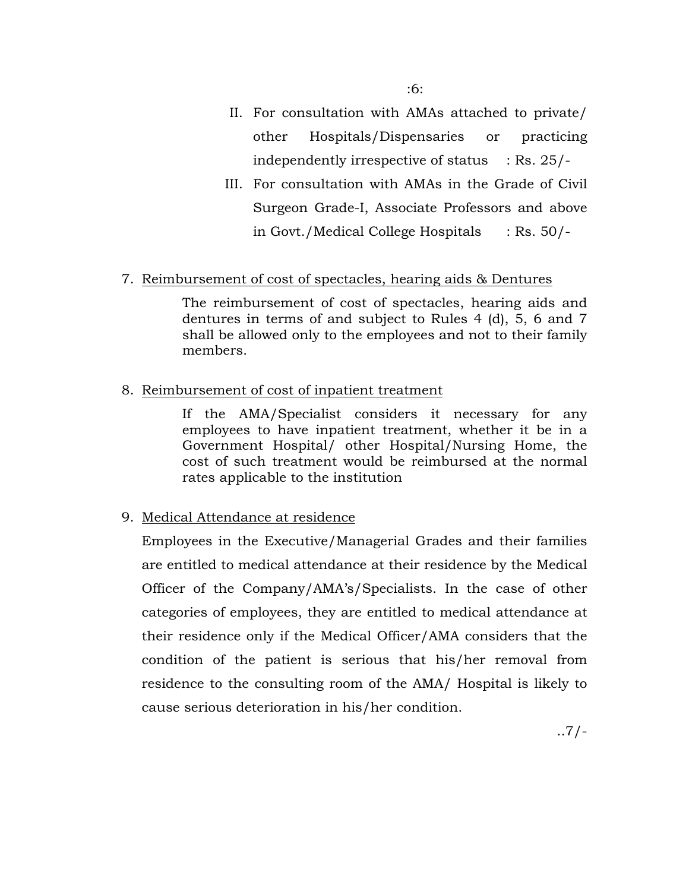II. For consultation with AMAs attached to private/ other Hospitals/Dispensaries or practicing independently irrespective of status : Rs. 25/-

III. For consultation with AMAs in the Grade of Civil Surgeon Grade-I, Associate Professors and above in Govt./Medical College Hospitals : Rs. 50/-

7. Reimbursement of cost of spectacles, hearing aids & Dentures

   The reimbursement of cost of spectacles, hearing aids and dentures in terms of and subject to Rules 4 (d), 5, 6 and 7 shall be allowed only to the employees and not to their family members.

8. Reimbursement of cost of inpatient treatment

   If the AMA/Specialist considers it necessary for any employees to have inpatient treatment, whether it be in a Government Hospital/ other Hospital/Nursing Home, the cost of such treatment would be reimbursed at the normal rates applicable to the institution

9. Medical Attendance at residence

   Employees in the Executive/Managerial Grades and their families are entitled to medical attendance at their residence by the Medical Officer of the Company/AMA's/Specialists. In the case of other categories of employees, they are entitled to medical attendance at their residence only if the Medical Officer/AMA considers that the condition of the patient is serious that his/her removal from residence to the consulting room of the AMA/ Hospital is likely to cause serious deterioration in his/her condition.

..7/-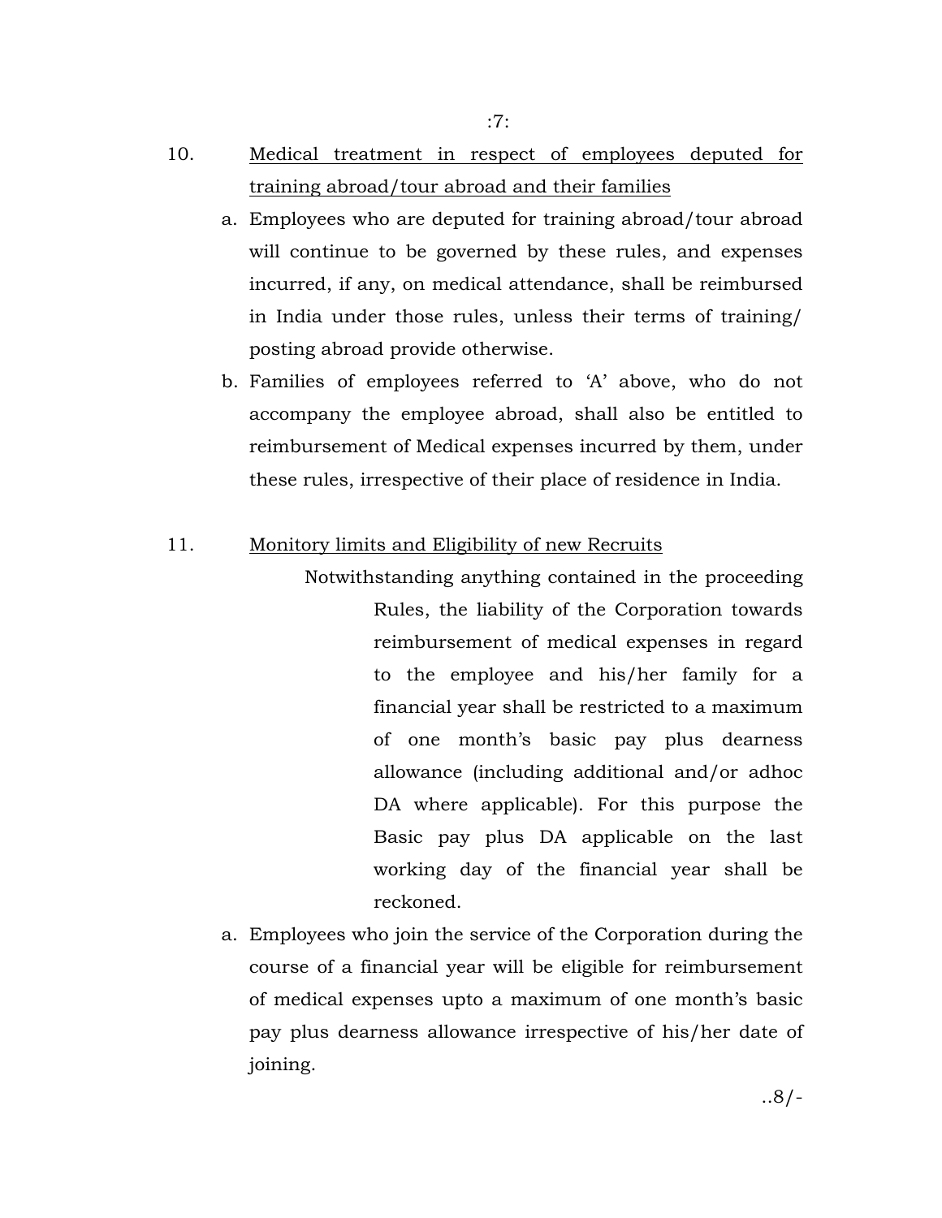10. <u>Medical treatment in respect of employees deputed for training abroad/tour abroad and their families</u>

   a. Employees who are deputed for training abroad/tour abroad will continue to be governed by these rules, and expenses incurred, if any, on medical attendance, shall be reimbursed in India under those rules, unless their terms of training/ posting abroad provide otherwise.

   b. Families of employees referred to 'A' above, who do not accompany the employee abroad, shall also be entitled to reimbursement of Medical expenses incurred by them, under these rules, irrespective of their place of residence in India.

11. <u>Monitory limits and Eligibility of new Recruits</u>

   Notwithstanding anything contained in the proceeding Rules, the liability of the Corporation towards reimbursement of medical expenses in regard to the employee and his/her family for a financial year shall be restricted to a maximum of one month's basic pay plus dearness allowance (including additional and/or adhoc DA where applicable). For this purpose the Basic pay plus DA applicable on the last working day of the financial year shall be reckoned.

   a. Employees who join the service of the Corporation during the course of a financial year will be eligible for reimbursement of medical expenses upto a maximum of one month's basic pay plus dearness allowance irrespective of his/her date of joining.

..8/-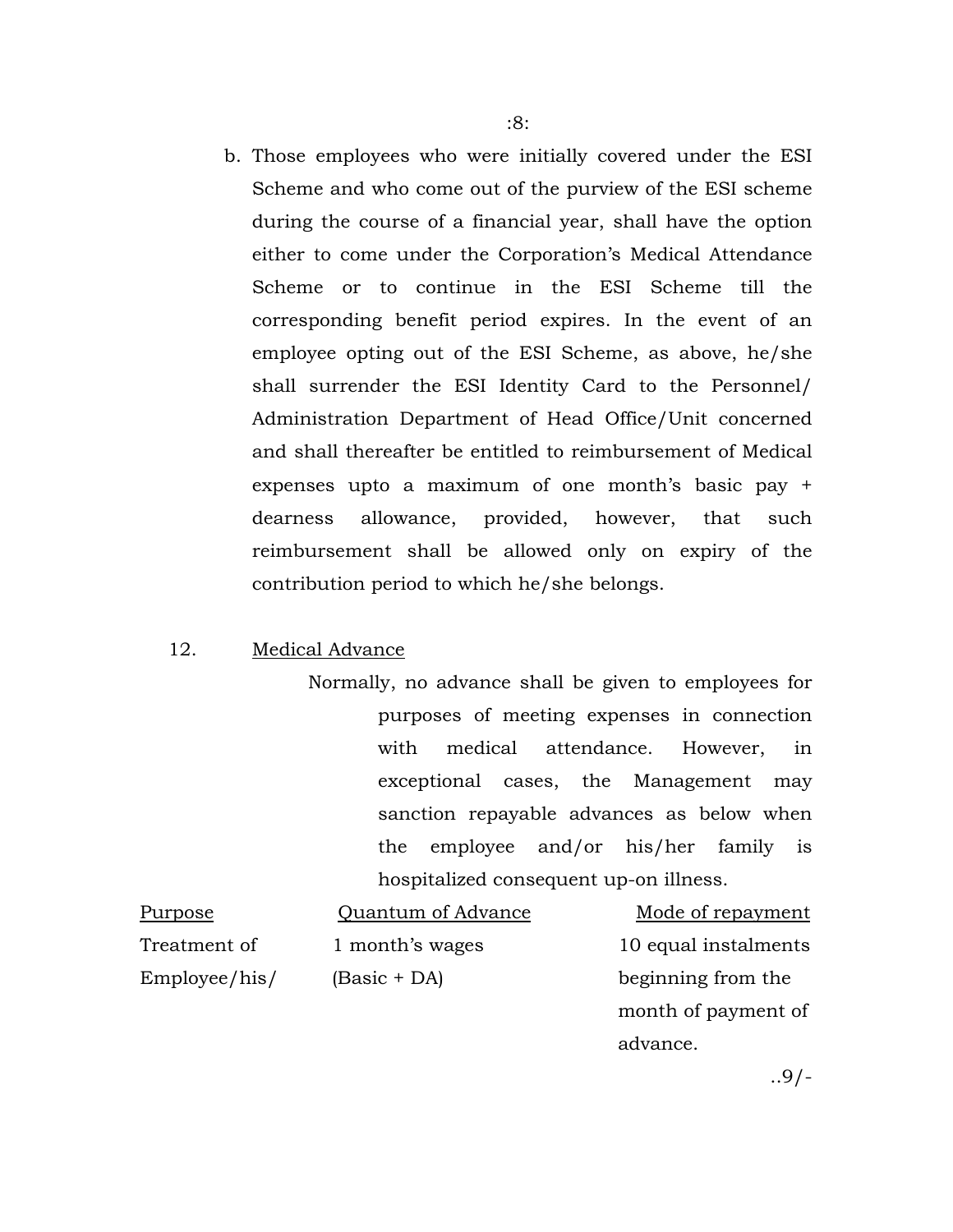b. Those employees who were initially covered under the ESI Scheme and who come out of the purview of the ESI scheme during the course of a financial year, shall have the option either to come under the Corporation's Medical Attendance Scheme or to continue in the ESI Scheme till the corresponding benefit period expires. In the event of an employee opting out of the ESI Scheme, as above, he/she shall surrender the ESI Identity Card to the Personnel/ Administration Department of Head Office/Unit concerned and shall thereafter be entitled to reimbursement of Medical expenses upto a maximum of one month's basic pay + dearness allowance, provided, however, that such reimbursement shall be allowed only on expiry of the contribution period to which he/she belongs.

12. Medical Advance

Normally, no advance shall be given to employees for purposes of meeting expenses in connection with medical attendance. However, in exceptional cases, the Management may sanction repayable advances as below when the employee and/or his/her family is hospitalized consequent up-on illness.

| Purpose | Quantum of Advance | Mode of repayment |
|---|---|---|
| Treatment of Employee/his/ | 1 month's wages (Basic + DA) | 10 equal instalments beginning from the month of payment of advance. |

..9/-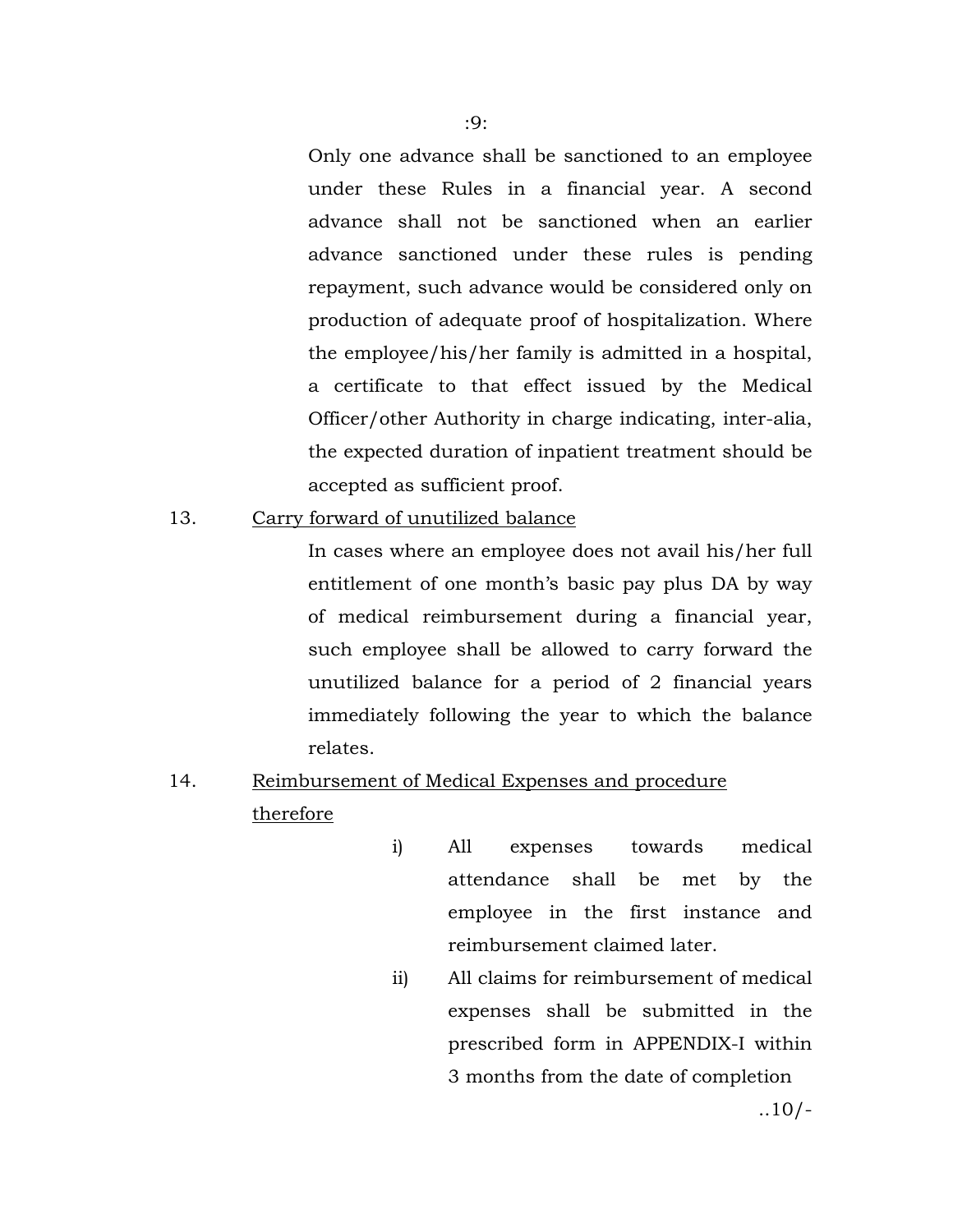Only one advance shall be sanctioned to an employee under these Rules in a financial year. A second advance shall not be sanctioned when an earlier advance sanctioned under these rules is pending repayment, such advance would be considered only on production of adequate proof of hospitalization. Where the employee/his/her family is admitted in a hospital, a certificate to that effect issued by the Medical Officer/other Authority in charge indicating, inter-alia, the expected duration of inpatient treatment should be accepted as sufficient proof.

13. <u>Carry forward of unutilized balance</u>

In cases where an employee does not avail his/her full entitlement of one month's basic pay plus DA by way of medical reimbursement during a financial year, such employee shall be allowed to carry forward the unutilized balance for a period of 2 financial years immediately following the year to which the balance relates.

14. <u>Reimbursement of Medical Expenses and procedure therefore</u>

i) All expenses towards medical attendance shall be met by the employee in the first instance and reimbursement claimed later.

ii) All claims for reimbursement of medical expenses shall be submitted in the prescribed form in APPENDIX-I within 3 months from the date of completion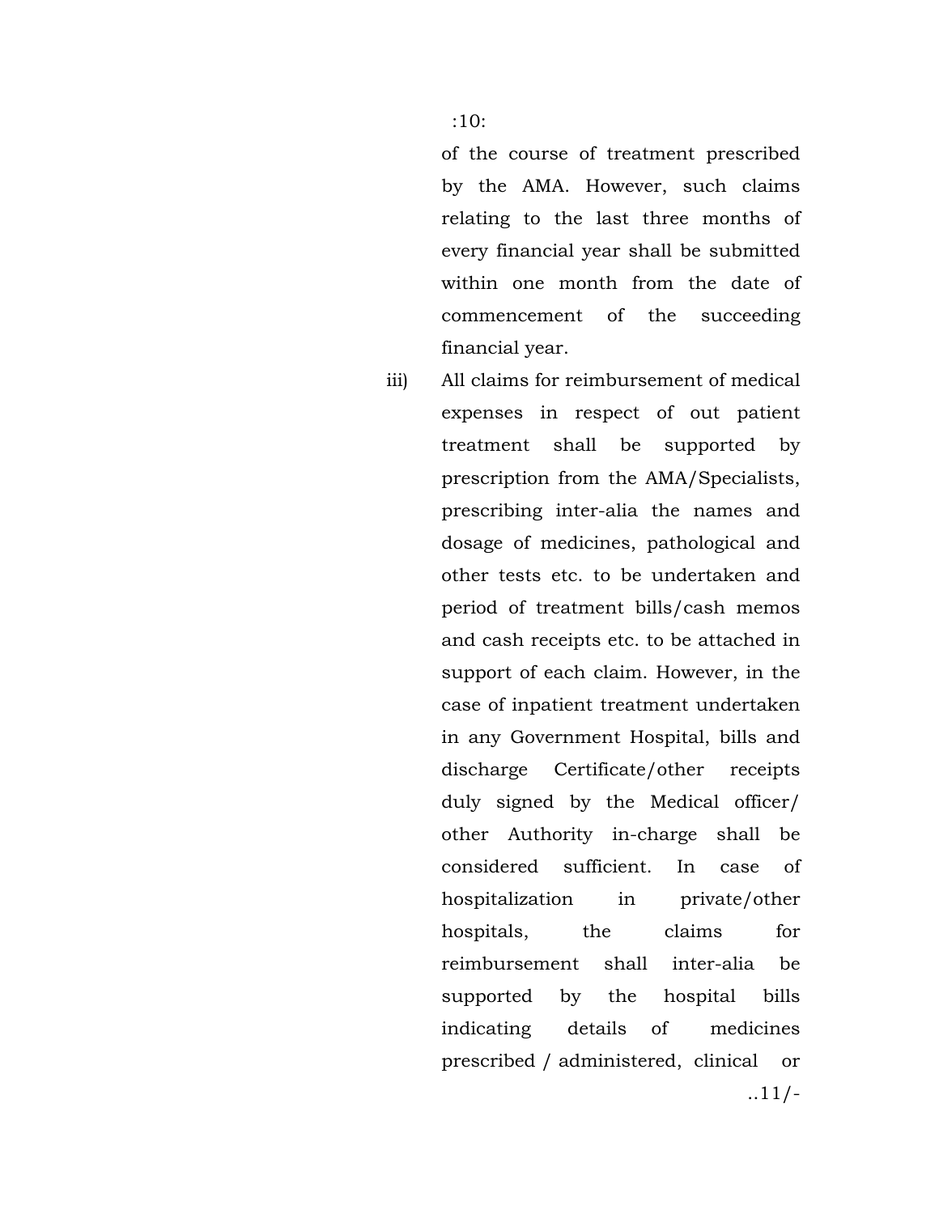of the course of treatment prescribed by the AMA. However, such claims relating to the last three months of every financial year shall be submitted within one month from the date of commencement of the succeeding financial year.

iii) All claims for reimbursement of medical expenses in respect of out patient treatment shall be supported by prescription from the AMA/Specialists, prescribing inter-alia the names and dosage of medicines, pathological and other tests etc. to be undertaken and period of treatment bills/cash memos and cash receipts etc. to be attached in support of each claim. However, in the case of inpatient treatment undertaken in any Government Hospital, bills and discharge Certificate/other receipts duly signed by the Medical officer/ other Authority in-charge shall be considered sufficient. In case of hospitalization in private/other hospitals, the claims for reimbursement shall inter-alia be supported by the hospital bills indicating details of medicines prescribed / administered, clinical or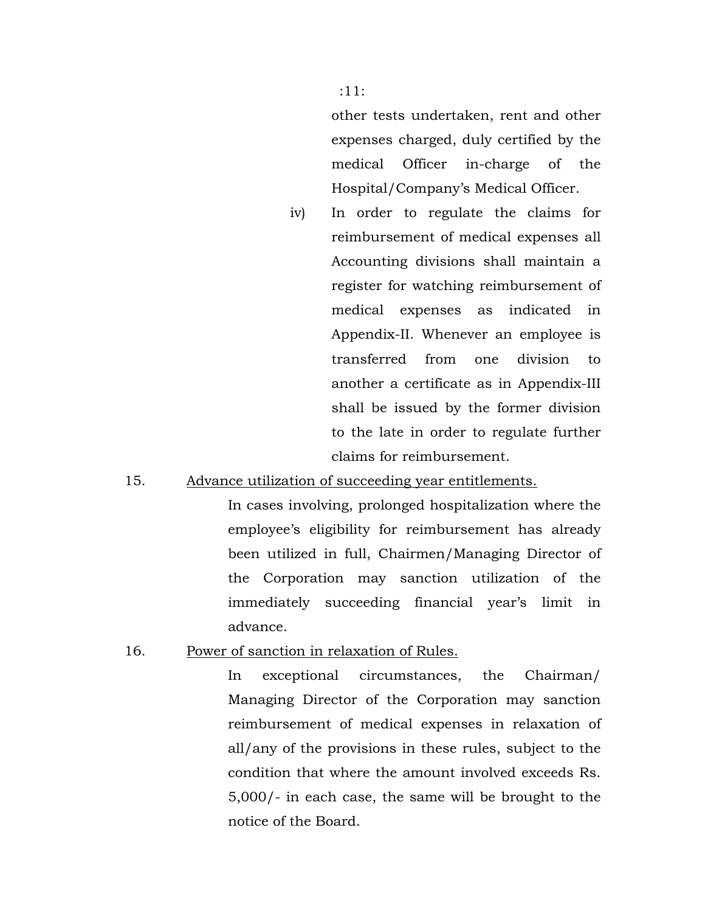other tests undertaken, rent and other expenses charged, duly certified by the medical Officer in-charge of the Hospital/Company's Medical Officer.

iv) In order to regulate the claims for reimbursement of medical expenses all Accounting divisions shall maintain a register for watching reimbursement of medical expenses as indicated in Appendix-II. Whenever an employee is transferred from one division to another a certificate as in Appendix-III shall be issued by the former division to the late in order to regulate further claims for reimbursement.

15. <u>Advance utilization of succeeding year entitlements.</u>

In cases involving, prolonged hospitalization where the employee's eligibility for reimbursement has already been utilized in full, Chairmen/Managing Director of the Corporation may sanction utilization of the immediately succeeding financial year's limit in advance.

16. <u>Power of sanction in relaxation of Rules.</u>

In exceptional circumstances, the Chairman/ Managing Director of the Corporation may sanction reimbursement of medical expenses in relaxation of all/any of the provisions in these rules, subject to the condition that where the amount involved exceeds Rs. 5,000/- in each case, the same will be brought to the notice of the Board.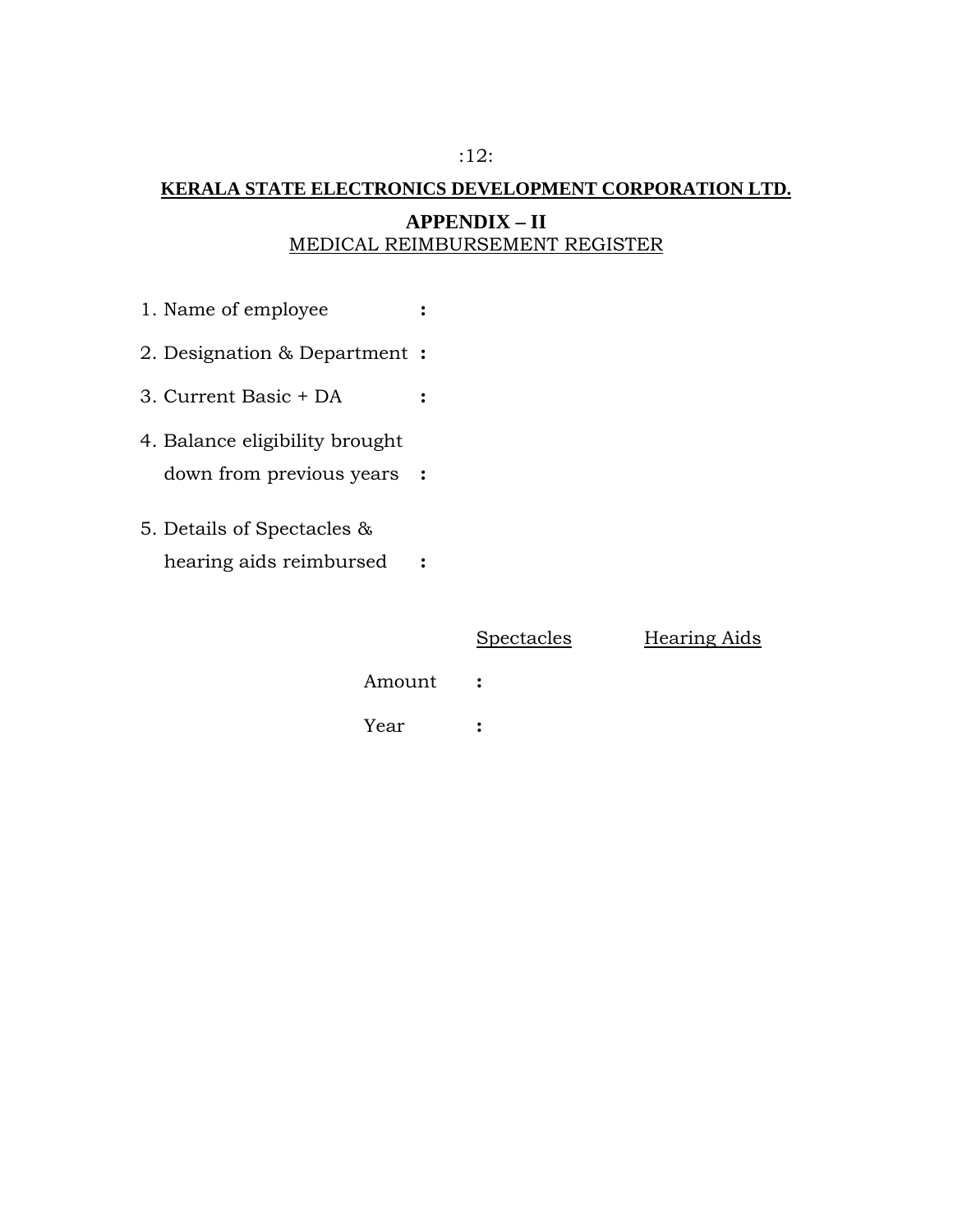**KERALA STATE ELECTRONICS DEVELOPMENT CORPORATION LTD.**

## APPENDIX – II

MEDICAL REIMBURSEMENT REGISTER

1. Name of employee :
2. Designation & Department :
3. Current Basic + DA :
4. Balance eligibility brought down from previous years :
5. Details of Spectacles & hearing aids reimbursed :

| | | Spectacles | Hearing Aids |
|---|---|---|---|
| Amount | : | | |
| Year | : | | |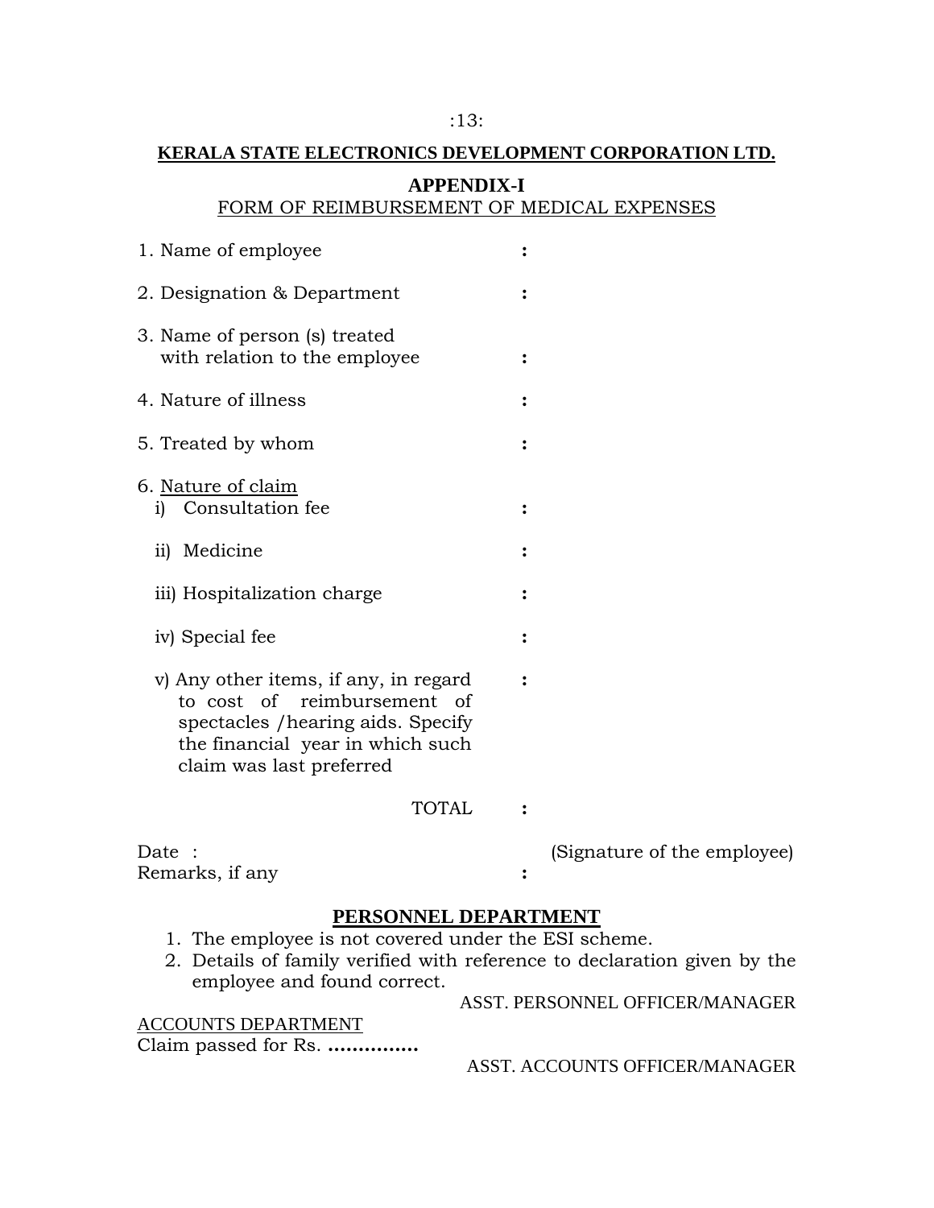**KERALA STATE ELECTRONICS DEVELOPMENT CORPORATION LTD.**

## APPENDIX-I

FORM OF REIMBURSEMENT OF MEDICAL EXPENSES

1. Name of employee :

2. Designation & Department :

3. Name of person (s) treated with relation to the employee :

4. Nature of illness :

5. Treated by whom :

6. Nature of claim
   i) Consultation fee :

   ii) Medicine :

   iii) Hospitalization charge :

   iv) Special fee :

   v) Any other items, if any, in regard to cost of reimbursement of spectacles /hearing aids. Specify the financial year in which such claim was last preferred :

TOTAL :

Date : (Signature of the employee)

Remarks, if any :

**PERSONNEL DEPARTMENT**

1. The employee is not covered under the ESI scheme.
2. Details of family verified with reference to declaration given by the employee and found correct.

ASST. PERSONNEL OFFICER/MANAGER

ACCOUNTS DEPARTMENT

Claim passed for Rs. **...............**

ASST. ACCOUNTS OFFICER/MANAGER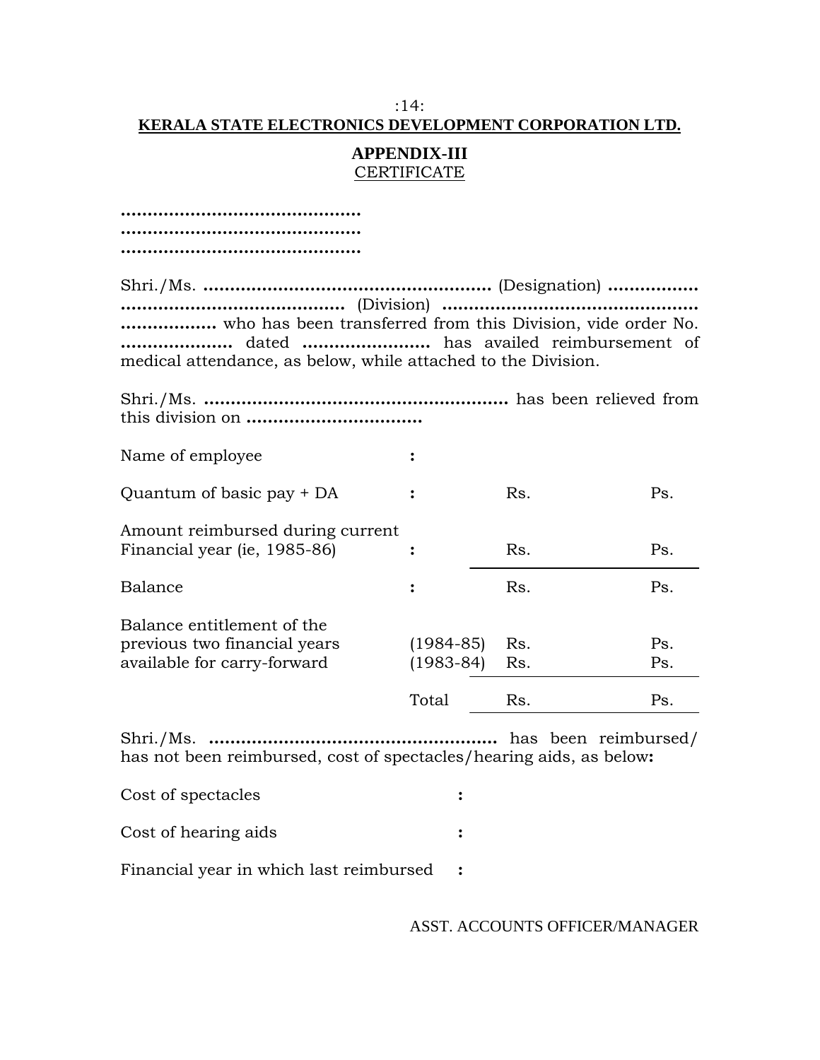**KERALA STATE ELECTRONICS DEVELOPMENT CORPORATION LTD.**

## APPENDIX-III

CERTIFICATE

**…………………………………….**
**…………………………………….**
**…………………………………….**

Shri./Ms. **……………………………………………** (Designation) **……………. …………………………………** (Division) **………………………………………. ………………** who has been transferred from this Division, vide order No. **…………………** dated **……………………** has availed reimbursement of medical attendance, as below, while attached to the Division.

Shri./Ms. **…………………………………………………** has been relieved from this division on **……………………………**

| | | | |
|---|---|---|---|
| Name of employee | : | | |
| Quantum of basic pay + DA | : | Rs. | Ps. |
| Amount reimbursed during current Financial year (ie, 1985-86) | : | Rs. | Ps. |
| Balance | : | Rs. | Ps. |
| Balance entitlement of the previous two financial years available for carry-forward | (1984-85) | Rs. | Ps. |
| | (1983-84) | Rs. | Ps. |
| | Total | Rs. | Ps. |

Shri./Ms. **………………………………………………** has been reimbursed/ has not been reimbursed, cost of spectacles/hearing aids, as below**:**

Cost of spectacles **:**

Cost of hearing aids **:**

Financial year in which last reimbursed **:**

ASST. ACCOUNTS OFFICER/MANAGER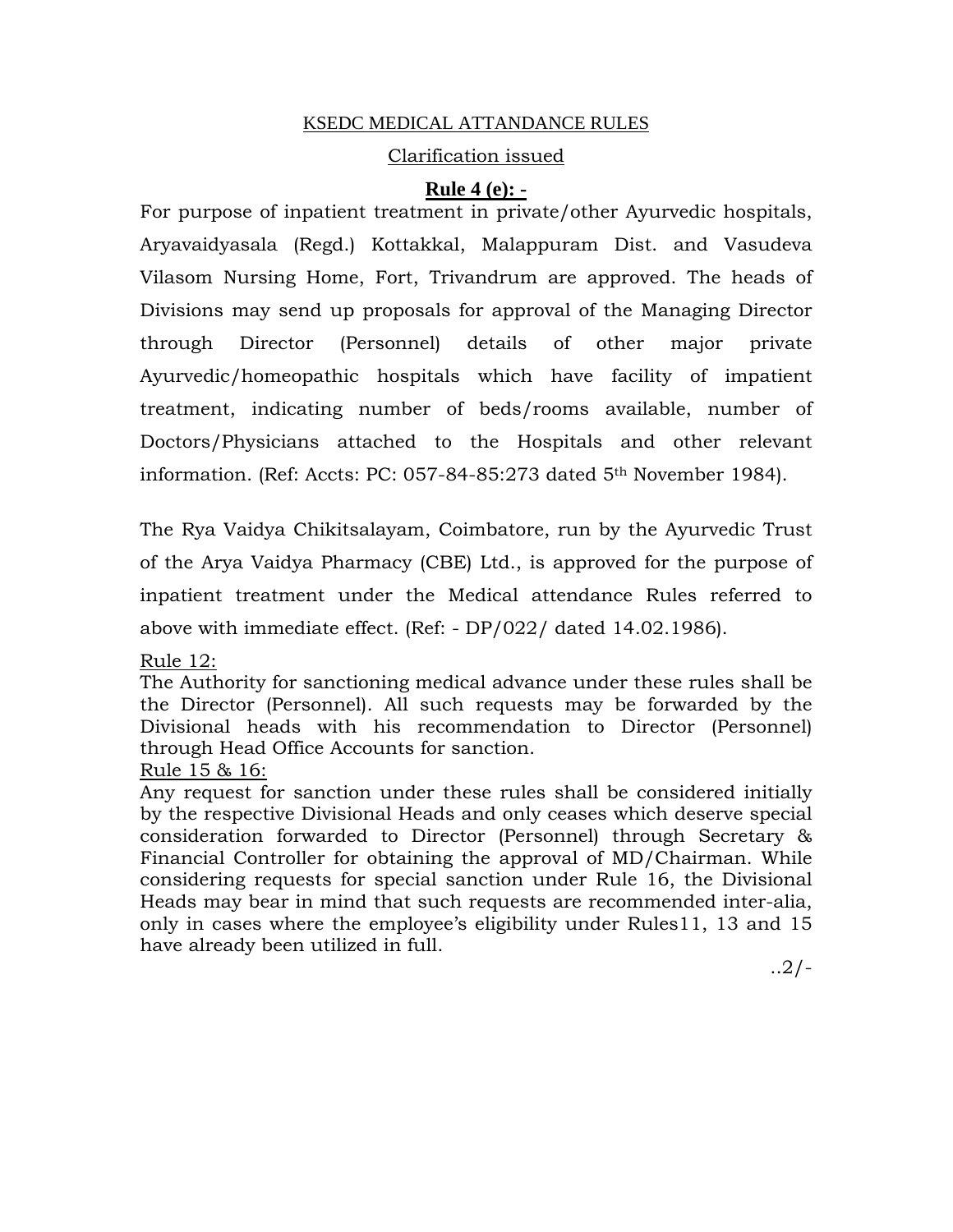KSEDC MEDICAL ATTANDANCE RULES

Clarification issued

**Rule 4 (e): -**

For purpose of inpatient treatment in private/other Ayurvedic hospitals, Aryavaidyasala (Regd.) Kottakkal, Malappuram Dist. and Vasudeva Vilasom Nursing Home, Fort, Trivandrum are approved. The heads of Divisions may send up proposals for approval of the Managing Director through Director (Personnel) details of other major private Ayurvedic/homeopathic hospitals which have facility of impatient treatment, indicating number of beds/rooms available, number of Doctors/Physicians attached to the Hospitals and other relevant information. (Ref: Accts: PC: 057-84-85:273 dated 5th November 1984).

The Rya Vaidya Chikitsalayam, Coimbatore, run by the Ayurvedic Trust of the Arya Vaidya Pharmacy (CBE) Ltd., is approved for the purpose of inpatient treatment under the Medical attendance Rules referred to above with immediate effect. (Ref: - DP/022/ dated 14.02.1986).

Rule 12:

The Authority for sanctioning medical advance under these rules shall be the Director (Personnel). All such requests may be forwarded by the Divisional heads with his recommendation to Director (Personnel) through Head Office Accounts for sanction.

Rule 15 & 16:

Any request for sanction under these rules shall be considered initially by the respective Divisional Heads and only ceases which deserve special consideration forwarded to Director (Personnel) through Secretary & Financial Controller for obtaining the approval of MD/Chairman. While considering requests for special sanction under Rule 16, the Divisional Heads may bear in mind that such requests are recommended inter-alia, only in cases where the employee's eligibility under Rules11, 13 and 15 have already been utilized in full.

..2/-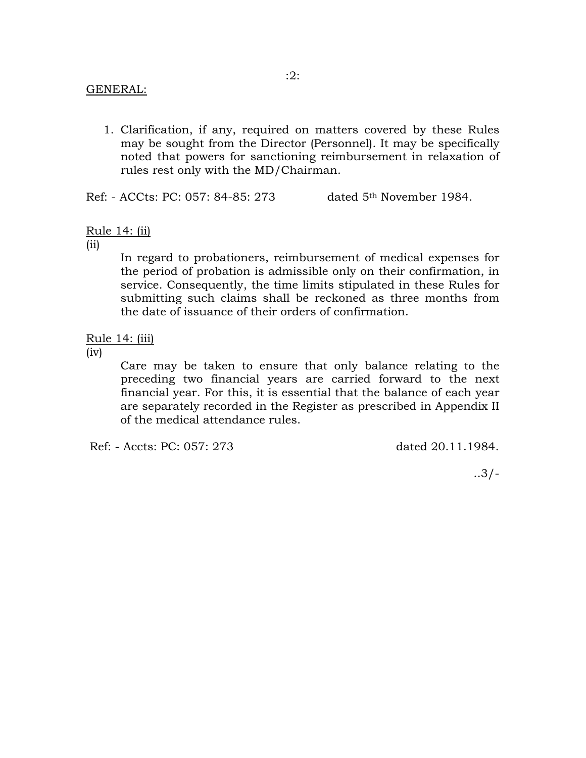GENERAL:

1. Clarification, if any, required on matters covered by these Rules may be sought from the Director (Personnel). It may be specifically noted that powers for sanctioning reimbursement in relaxation of rules rest only with the MD/Chairman.

Ref: - ACCts: PC: 057: 84-85: 273 dated 5th November 1984.

Rule 14: (ii)

(ii)

In regard to probationers, reimbursement of medical expenses for the period of probation is admissible only on their confirmation, in service. Consequently, the time limits stipulated in these Rules for submitting such claims shall be reckoned as three months from the date of issuance of their orders of confirmation.

Rule 14: (iii)

(iv)

Care may be taken to ensure that only balance relating to the preceding two financial years are carried forward to the next financial year. For this, it is essential that the balance of each year are separately recorded in the Register as prescribed in Appendix II of the medical attendance rules.

Ref: - Accts: PC: 057: 273 dated 20.11.1984.

..3/-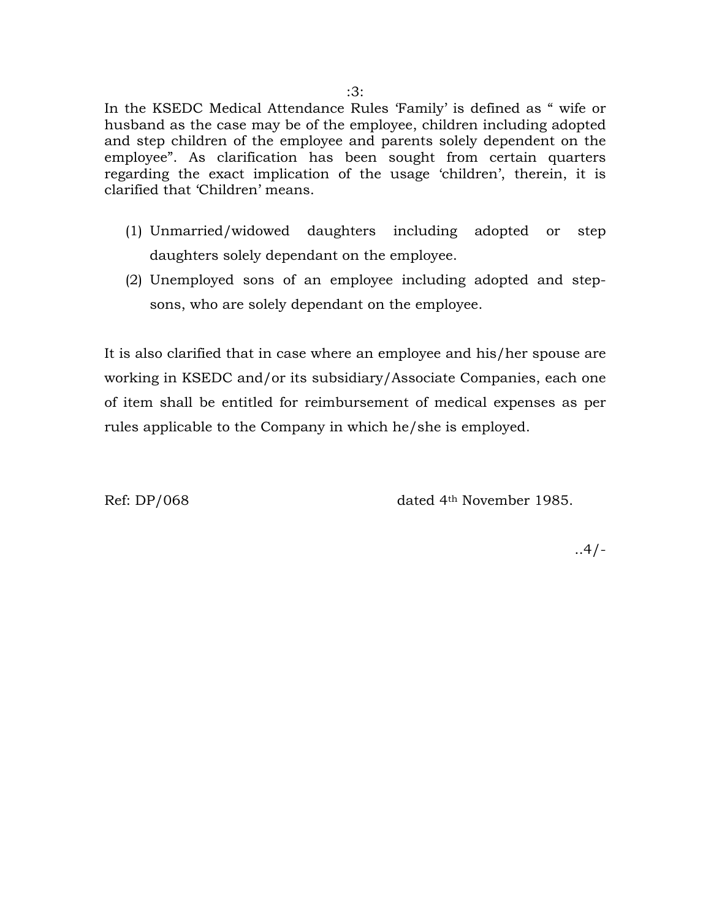In the KSEDC Medical Attendance Rules ‘Family’ is defined as “ wife or husband as the case may be of the employee, children including adopted and step children of the employee and parents solely dependent on the employee”. As clarification has been sought from certain quarters regarding the exact implication of the usage ‘children’, therein, it is clarified that ‘Children’ means.

(1) Unmarried/widowed daughters including adopted or step daughters solely dependant on the employee.
(2) Unemployed sons of an employee including adopted and step-sons, who are solely dependant on the employee.

It is also clarified that in case where an employee and his/her spouse are working in KSEDC and/or its subsidiary/Associate Companies, each one of item shall be entitled for reimbursement of medical expenses as per rules applicable to the Company in which he/she is employed.

Ref: DP/068 dated 4th November 1985.

..4/-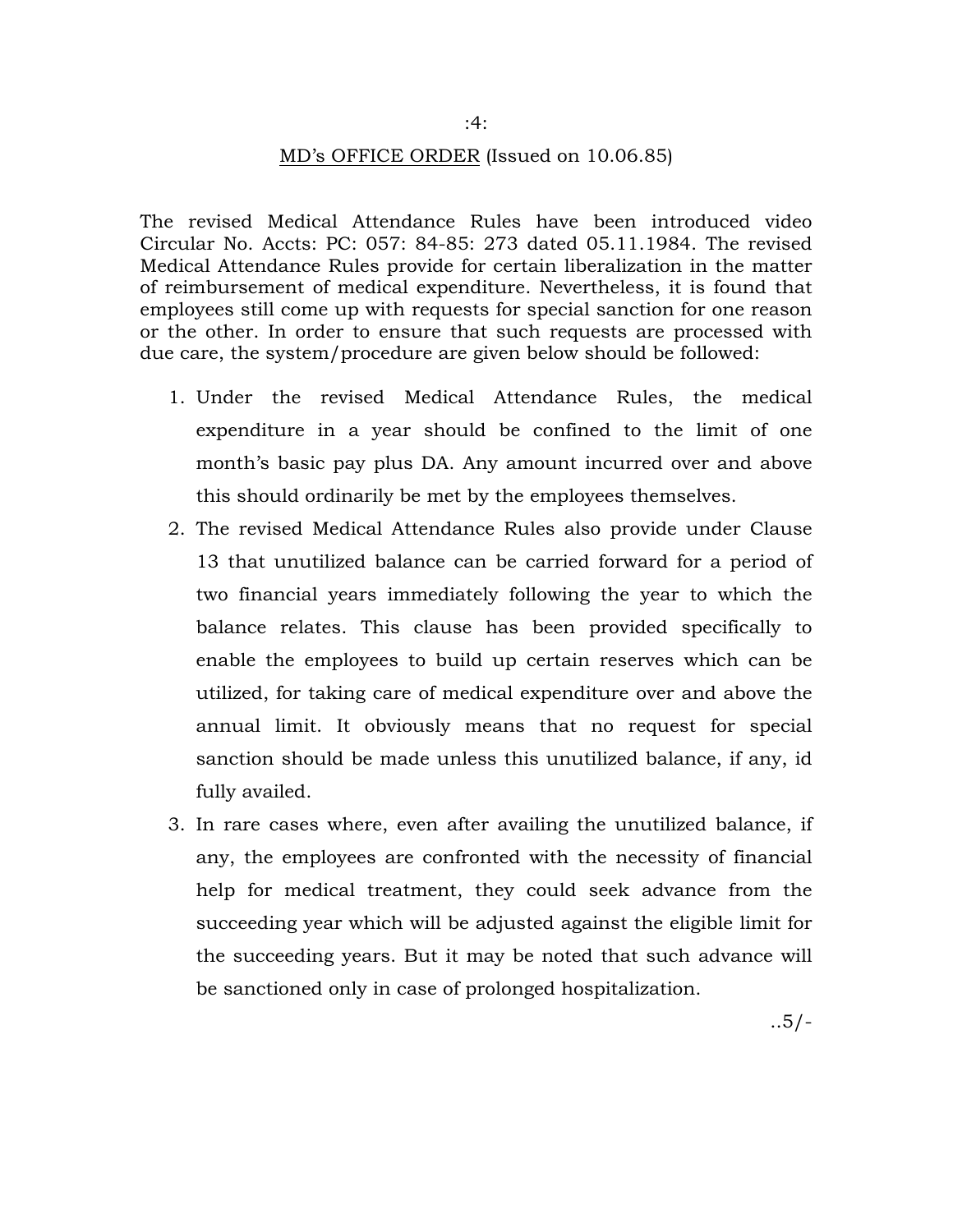<u>MD's OFFICE ORDER</u> (Issued on 10.06.85)

The revised Medical Attendance Rules have been introduced video Circular No. Accts: PC: 057: 84-85: 273 dated 05.11.1984. The revised Medical Attendance Rules provide for certain liberalization in the matter of reimbursement of medical expenditure. Nevertheless, it is found that employees still come up with requests for special sanction for one reason or the other. In order to ensure that such requests are processed with due care, the system/procedure are given below should be followed:

1. Under the revised Medical Attendance Rules, the medical expenditure in a year should be confined to the limit of one month's basic pay plus DA. Any amount incurred over and above this should ordinarily be met by the employees themselves.
2. The revised Medical Attendance Rules also provide under Clause 13 that unutilized balance can be carried forward for a period of two financial years immediately following the year to which the balance relates. This clause has been provided specifically to enable the employees to build up certain reserves which can be utilized, for taking care of medical expenditure over and above the annual limit. It obviously means that no request for special sanction should be made unless this unutilized balance, if any, id fully availed.
3. In rare cases where, even after availing the unutilized balance, if any, the employees are confronted with the necessity of financial help for medical treatment, they could seek advance from the succeeding year which will be adjusted against the eligible limit for the succeeding years. But it may be noted that such advance will be sanctioned only in case of prolonged hospitalization.

..5/-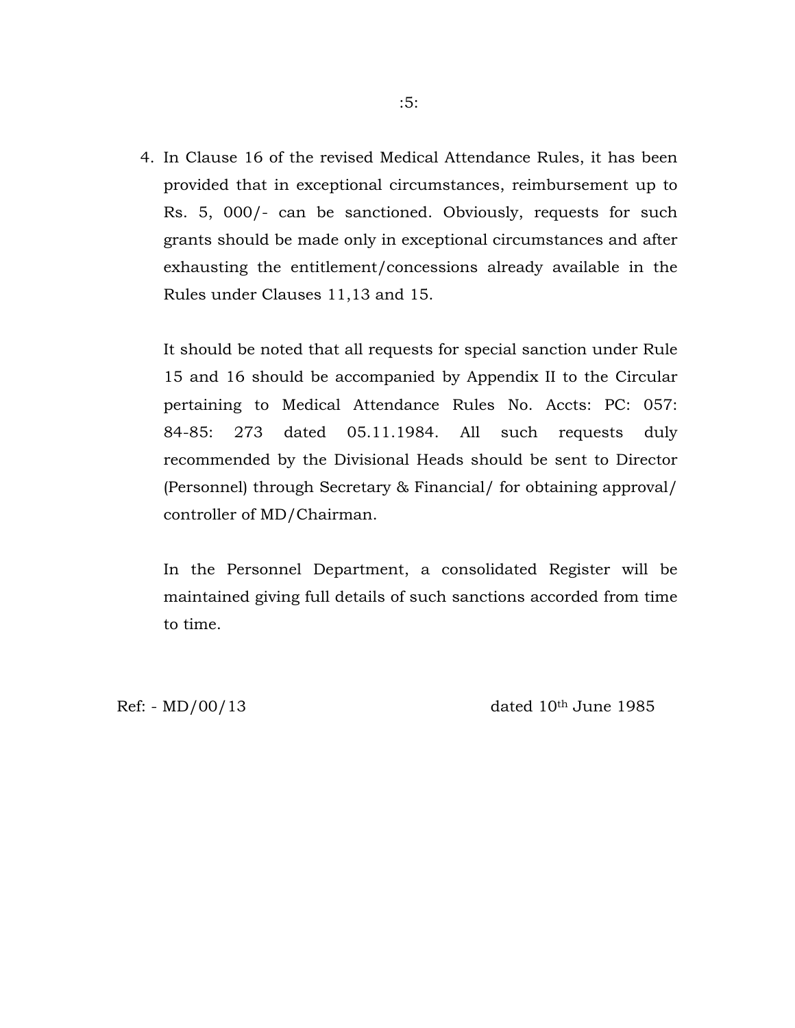4. In Clause 16 of the revised Medical Attendance Rules, it has been provided that in exceptional circumstances, reimbursement up to Rs. 5, 000/- can be sanctioned. Obviously, requests for such grants should be made only in exceptional circumstances and after exhausting the entitlement/concessions already available in the Rules under Clauses 11,13 and 15.

   It should be noted that all requests for special sanction under Rule 15 and 16 should be accompanied by Appendix II to the Circular pertaining to Medical Attendance Rules No. Accts: PC: 057: 84-85: 273 dated 05.11.1984. All such requests duly recommended by the Divisional Heads should be sent to Director (Personnel) through Secretary & Financial/ for obtaining approval/ controller of MD/Chairman.

   In the Personnel Department, a consolidated Register will be maintained giving full details of such sanctions accorded from time to time.

Ref: - MD/00/13 dated 10th June 1985